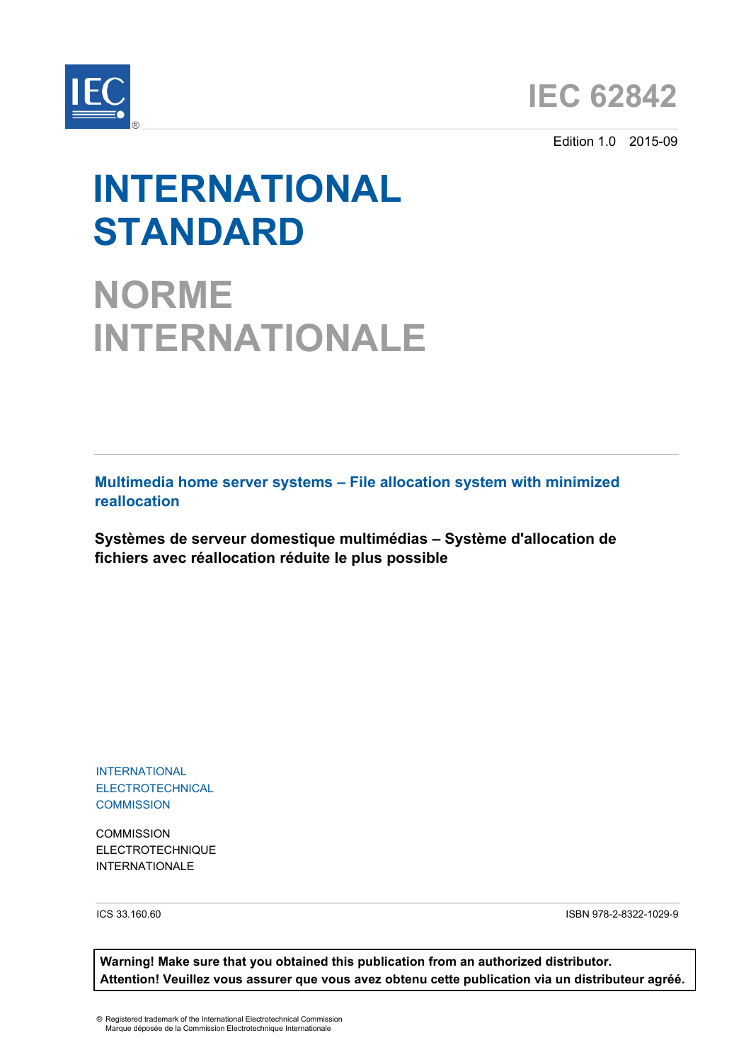IEC®

# IEC 62842

Edition 1.0 2015-09

# INTERNATIONAL STANDARD

# NORME INTERNATIONALE

## Multimedia home server systems – File allocation system with minimized reallocation

## Systèmes de serveur domestique multimédias – Système d'allocation de fichiers avec réallocation réduite le plus possible

INTERNATIONAL
ELECTROTECHNICAL
COMMISSION

COMMISSION
ELECTROTECHNIQUE
INTERNATIONALE

ICS 33.160.60

ISBN 978-2-8322-1029-9

**Warning! Make sure that you obtained this publication from an authorized distributor.**
**Attention! Veuillez vous assurer que vous avez obtenu cette publication via un distributeur agréé.**

® Registered trademark of the International Electrotechnical Commission
Marque déposée de la Commission Electrotechnique Internationale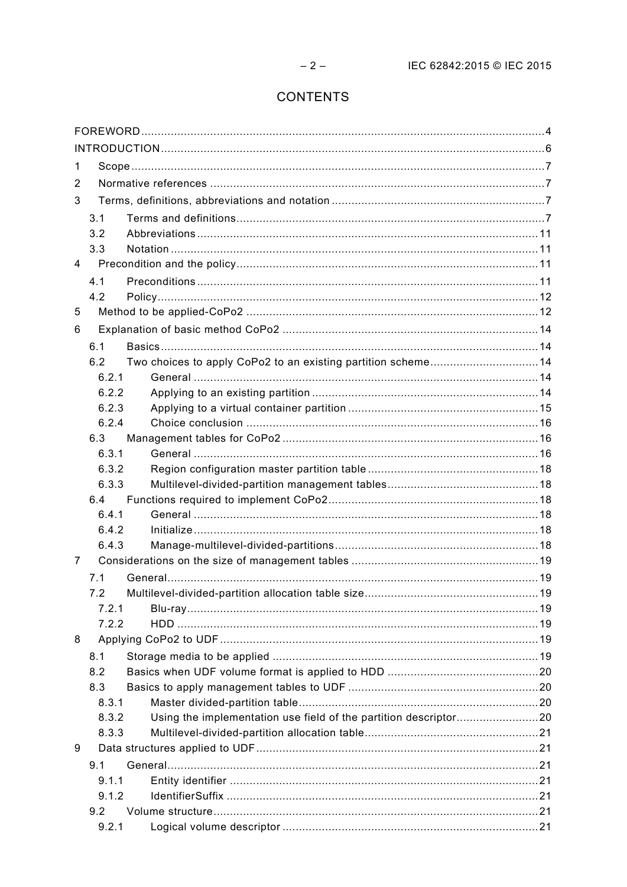# CONTENTS

FOREWORD .......................................................................................................................... 4
INTRODUCTION ..................................................................................................................... 6
1 Scope ............................................................................................................................. 7
2 Normative references ..................................................................................................... 7
3 Terms, definitions, abbreviations and notation ................................................................. 7
  3.1 Terms and definitions ............................................................................................. 7
  3.2 Abbreviations ....................................................................................................... 11
  3.3 Notation ............................................................................................................... 11
4 Precondition and the policy ........................................................................................... 11
  4.1 Preconditions ....................................................................................................... 11
  4.2 Policy ................................................................................................................... 12
5 Method to be applied-CoPo2 ......................................................................................... 12
6 Explanation of basic method CoPo2 ............................................................................. 14
  6.1 Basics .................................................................................................................. 14
  6.2 Two choices to apply CoPo2 to an existing partition scheme ................................. 14
    6.2.1 General ........................................................................................................ 14
    6.2.2 Applying to an existing partition .................................................................... 14
    6.2.3 Applying to a virtual container partition .......................................................... 15
    6.2.4 Choice conclusion ........................................................................................ 16
  6.3 Management tables for CoPo2 ............................................................................. 16
    6.3.1 General ........................................................................................................ 16
    6.3.2 Region configuration master partition table .................................................... 18
    6.3.3 Multilevel-divided-partition management tables .............................................. 18
  6.4 Functions required to implement CoPo2 ............................................................... 18
    6.4.1 General ........................................................................................................ 18
    6.4.2 Initialize ........................................................................................................ 18
    6.4.3 Manage-multilevel-divided-partitions ............................................................. 18
7 Considerations on the size of management tables ......................................................... 19
  7.1 General ................................................................................................................ 19
  7.2 Multilevel-divided-partition allocation table size ..................................................... 19
    7.2.1 Blu-ray .......................................................................................................... 19
    7.2.2 HDD ............................................................................................................. 19
8 Applying CoPo2 to UDF ................................................................................................ 19
  8.1 Storage media to be applied ................................................................................ 19
  8.2 Basics when UDF volume format is applied to HDD ............................................. 20
  8.3 Basics to apply management tables to UDF .......................................................... 20
    8.3.1 Master divided-partition table ........................................................................ 20
    8.3.2 Using the implementation use field of the partition descriptor ......................... 20
    8.3.3 Multilevel-divided-partition allocation table ..................................................... 21
9 Data structures applied to UDF ..................................................................................... 21
  9.1 General ................................................................................................................ 21
    9.1.1 Entity identifier ............................................................................................. 21
    9.1.2 IdentifierSuffix .............................................................................................. 21
  9.2 Volume structure .................................................................................................. 21
    9.2.1 Logical volume descriptor ............................................................................. 21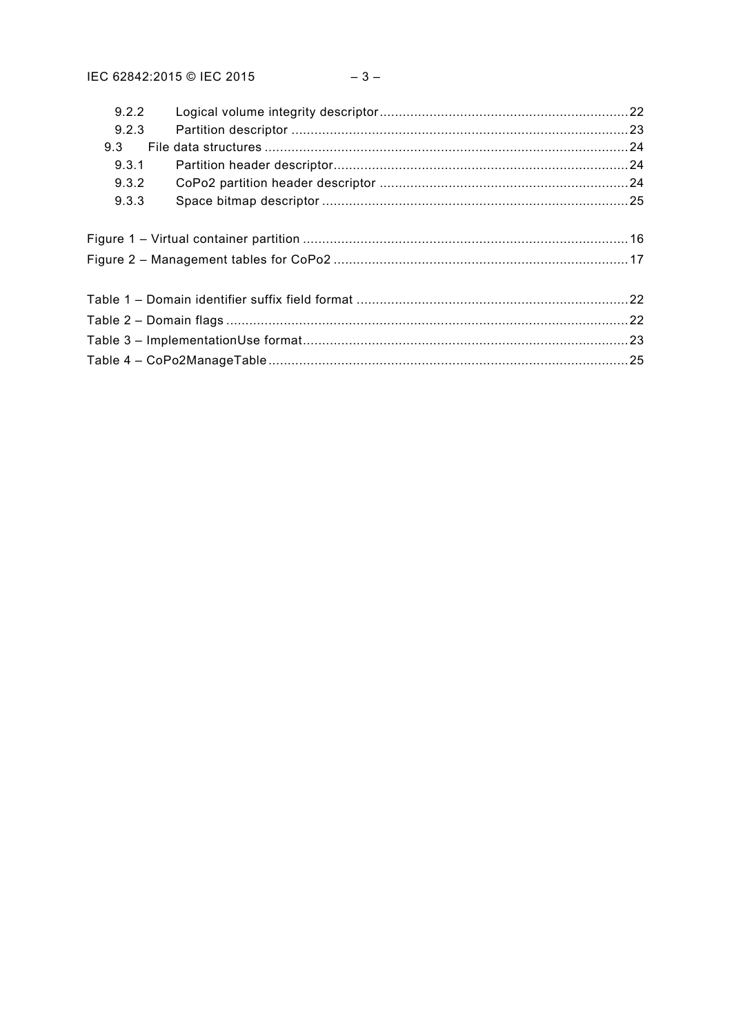9.2.2 Logical volume integrity descriptor ... 22
9.2.3 Partition descriptor ... 23
9.3 File data structures ... 24
9.3.1 Partition header descriptor ... 24
9.3.2 CoPo2 partition header descriptor ... 24
9.3.3 Space bitmap descriptor ... 25

Figure 1 – Virtual container partition ... 16
Figure 2 – Management tables for CoPo2 ... 17

Table 1 – Domain identifier suffix field format ... 22
Table 2 – Domain flags ... 22
Table 3 – ImplementationUse format ... 23
Table 4 – CoPo2ManageTable ... 25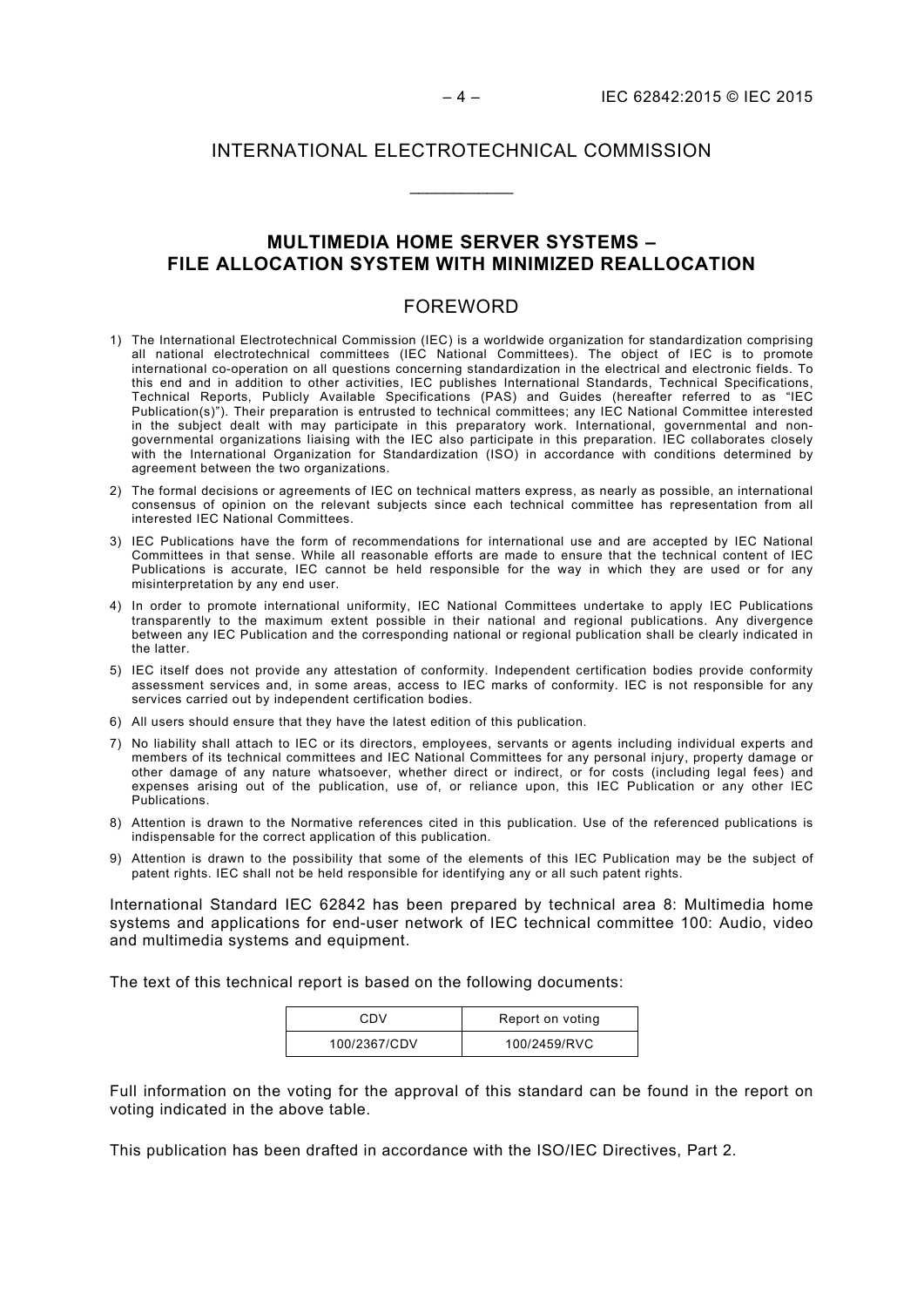# INTERNATIONAL ELECTROTECHNICAL COMMISSION

\_\_\_\_\_\_\_\_\_\_\_\_

## MULTIMEDIA HOME SERVER SYSTEMS – FILE ALLOCATION SYSTEM WITH MINIMIZED REALLOCATION

## FOREWORD

1) The International Electrotechnical Commission (IEC) is a worldwide organization for standardization comprising all national electrotechnical committees (IEC National Committees). The object of IEC is to promote international co-operation on all questions concerning standardization in the electrical and electronic fields. To this end and in addition to other activities, IEC publishes International Standards, Technical Specifications, Technical Reports, Publicly Available Specifications (PAS) and Guides (hereafter referred to as "IEC Publication(s)"). Their preparation is entrusted to technical committees; any IEC National Committee interested in the subject dealt with may participate in this preparatory work. International, governmental and non-governmental organizations liaising with the IEC also participate in this preparation. IEC collaborates closely with the International Organization for Standardization (ISO) in accordance with conditions determined by agreement between the two organizations.
2) The formal decisions or agreements of IEC on technical matters express, as nearly as possible, an international consensus of opinion on the relevant subjects since each technical committee has representation from all interested IEC National Committees.
3) IEC Publications have the form of recommendations for international use and are accepted by IEC National Committees in that sense. While all reasonable efforts are made to ensure that the technical content of IEC Publications is accurate, IEC cannot be held responsible for the way in which they are used or for any misinterpretation by any end user.
4) In order to promote international uniformity, IEC National Committees undertake to apply IEC Publications transparently to the maximum extent possible in their national and regional publications. Any divergence between any IEC Publication and the corresponding national or regional publication shall be clearly indicated in the latter.
5) IEC itself does not provide any attestation of conformity. Independent certification bodies provide conformity assessment services and, in some areas, access to IEC marks of conformity. IEC is not responsible for any services carried out by independent certification bodies.
6) All users should ensure that they have the latest edition of this publication.
7) No liability shall attach to IEC or its directors, employees, servants or agents including individual experts and members of its technical committees and IEC National Committees for any personal injury, property damage or other damage of any nature whatsoever, whether direct or indirect, or for costs (including legal fees) and expenses arising out of the publication, use of, or reliance upon, this IEC Publication or any other IEC Publications.
8) Attention is drawn to the Normative references cited in this publication. Use of the referenced publications is indispensable for the correct application of this publication.
9) Attention is drawn to the possibility that some of the elements of this IEC Publication may be the subject of patent rights. IEC shall not be held responsible for identifying any or all such patent rights.

International Standard IEC 62842 has been prepared by technical area 8: Multimedia home systems and applications for end-user network of IEC technical committee 100: Audio, video and multimedia systems and equipment.

The text of this technical report is based on the following documents:

| CDV | Report on voting |
|---|---|
| 100/2367/CDV | 100/2459/RVC |

Full information on the voting for the approval of this standard can be found in the report on voting indicated in the above table.

This publication has been drafted in accordance with the ISO/IEC Directives, Part 2.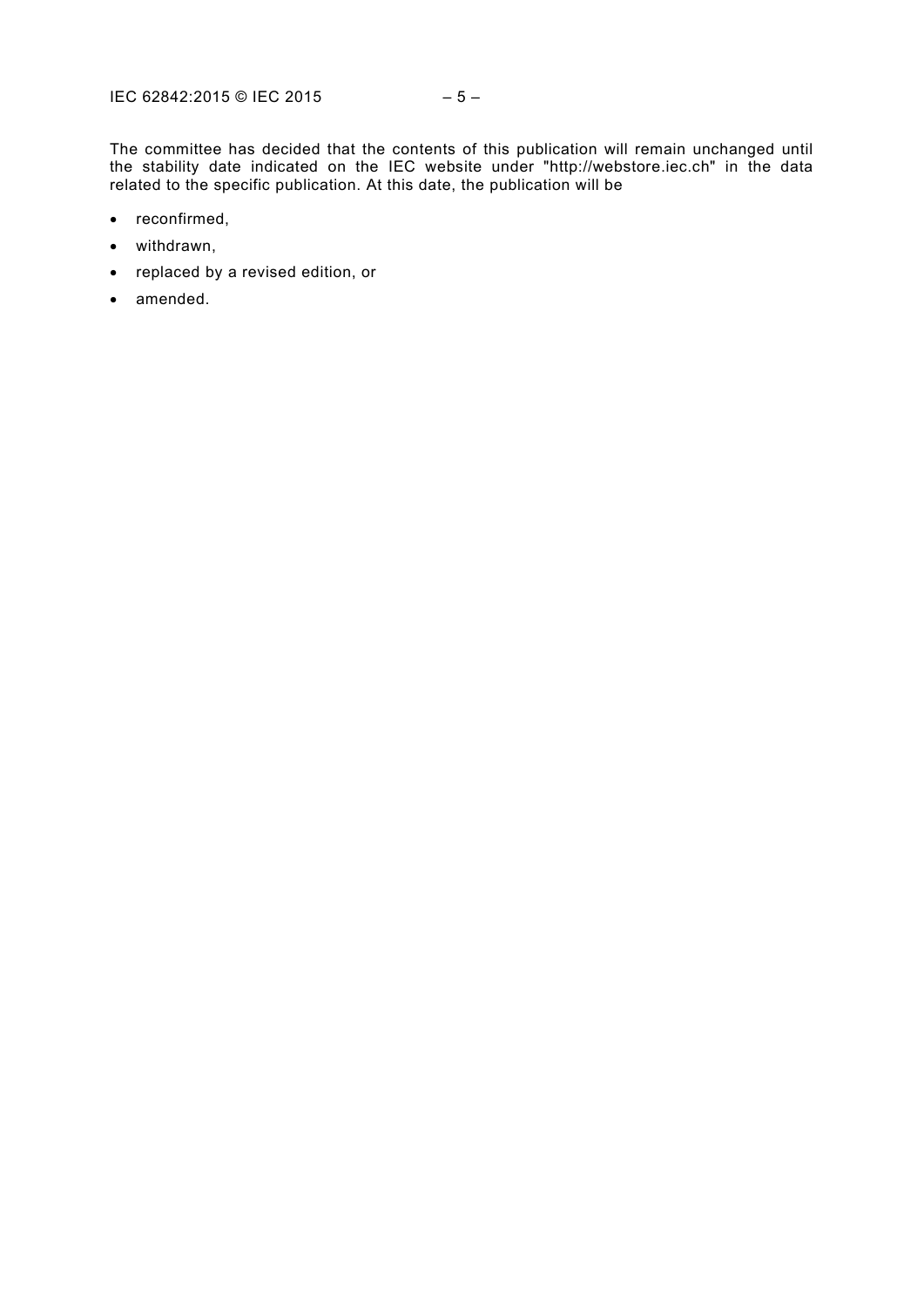The committee has decided that the contents of this publication will remain unchanged until the stability date indicated on the IEC website under "http://webstore.iec.ch" in the data related to the specific publication. At this date, the publication will be

- reconfirmed,
- withdrawn,
- replaced by a revised edition, or
- amended.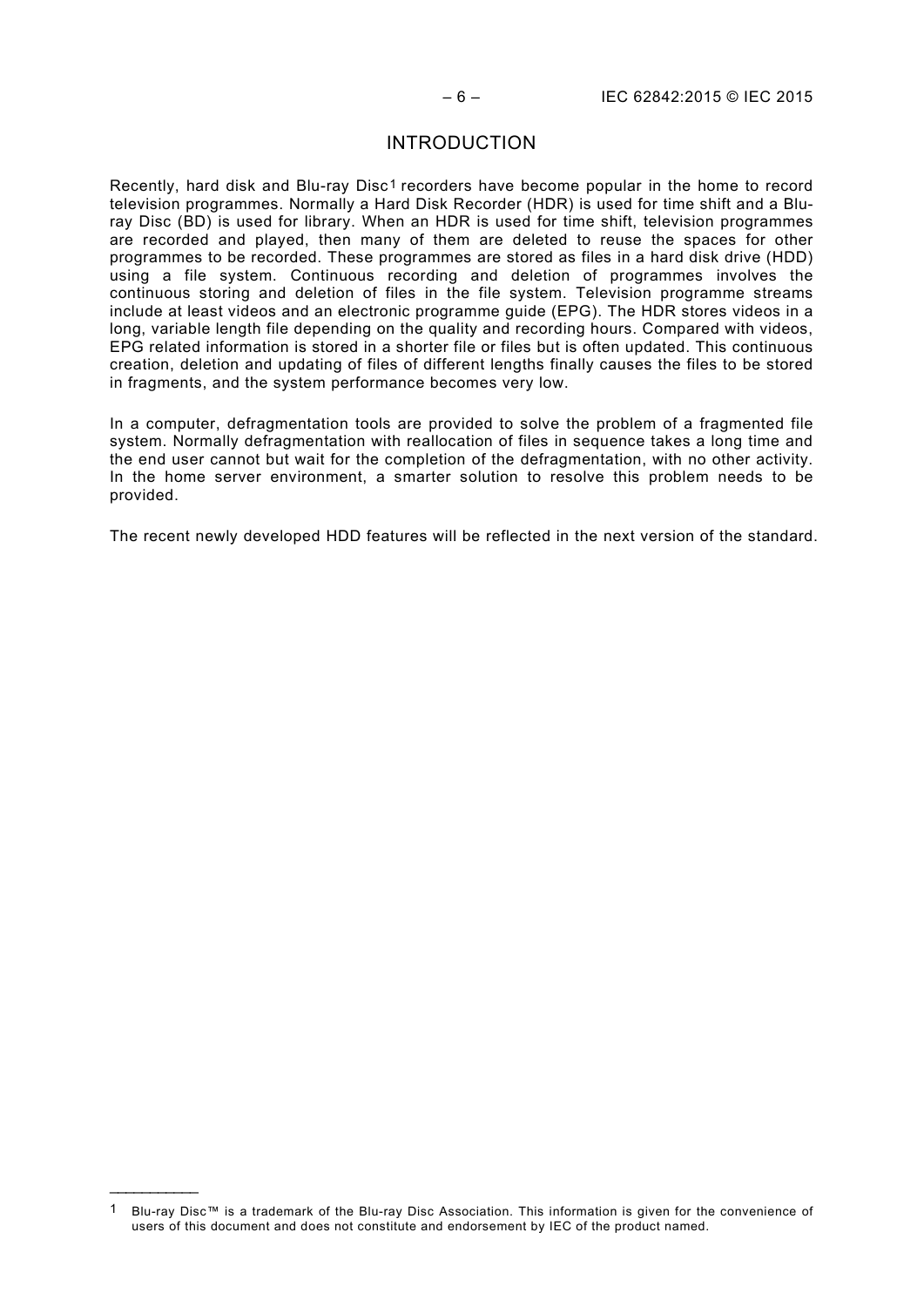# INTRODUCTION

Recently, hard disk and Blu-ray Disc[1] recorders have become popular in the home to record television programmes. Normally a Hard Disk Recorder (HDR) is used for time shift and a Blu-ray Disc (BD) is used for library. When an HDR is used for time shift, television programmes are recorded and played, then many of them are deleted to reuse the spaces for other programmes to be recorded. These programmes are stored as files in a hard disk drive (HDD) using a file system. Continuous recording and deletion of programmes involves the continuous storing and deletion of files in the file system. Television programme streams include at least videos and an electronic programme guide (EPG). The HDR stores videos in a long, variable length file depending on the quality and recording hours. Compared with videos, EPG related information is stored in a shorter file or files but is often updated. This continuous creation, deletion and updating of files of different lengths finally causes the files to be stored in fragments, and the system performance becomes very low.

In a computer, defragmentation tools are provided to solve the problem of a fragmented file system. Normally defragmentation with reallocation of files in sequence takes a long time and the end user cannot but wait for the completion of the defragmentation, with no other activity. In the home server environment, a smarter solution to resolve this problem needs to be provided.

The recent newly developed HDD features will be reflected in the next version of the standard.

---

[1] Blu-ray Disc™ is a trademark of the Blu-ray Disc Association. This information is given for the convenience of users of this document and does not constitute and endorsement by IEC of the product named.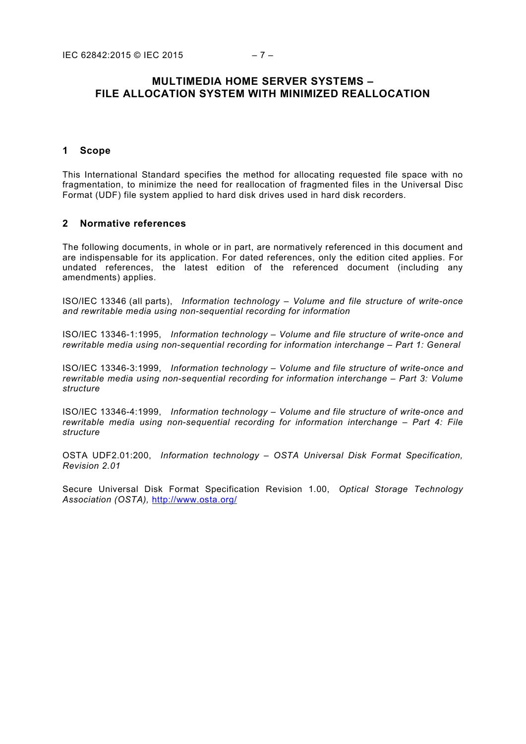# MULTIMEDIA HOME SERVER SYSTEMS – FILE ALLOCATION SYSTEM WITH MINIMIZED REALLOCATION

## 1 Scope

This International Standard specifies the method for allocating requested file space with no fragmentation, to minimize the need for reallocation of fragmented files in the Universal Disc Format (UDF) file system applied to hard disk drives used in hard disk recorders.

## 2 Normative references

The following documents, in whole or in part, are normatively referenced in this document and are indispensable for its application. For dated references, only the edition cited applies. For undated references, the latest edition of the referenced document (including any amendments) applies.

ISO/IEC 13346 (all parts), *Information technology – Volume and file structure of write-once and rewritable media using non-sequential recording for information*

ISO/IEC 13346-1:1995, *Information technology – Volume and file structure of write-once and rewritable media using non-sequential recording for information interchange – Part 1: General*

ISO/IEC 13346-3:1999, *Information technology – Volume and file structure of write-once and rewritable media using non-sequential recording for information interchange – Part 3: Volume structure*

ISO/IEC 13346-4:1999, *Information technology – Volume and file structure of write-once and rewritable media using non-sequential recording for information interchange – Part 4: File structure*

OSTA UDF2.01:200, *Information technology – OSTA Universal Disk Format Specification, Revision 2.01*

Secure Universal Disk Format Specification Revision 1.00, *Optical Storage Technology Association (OSTA),* http://www.osta.org/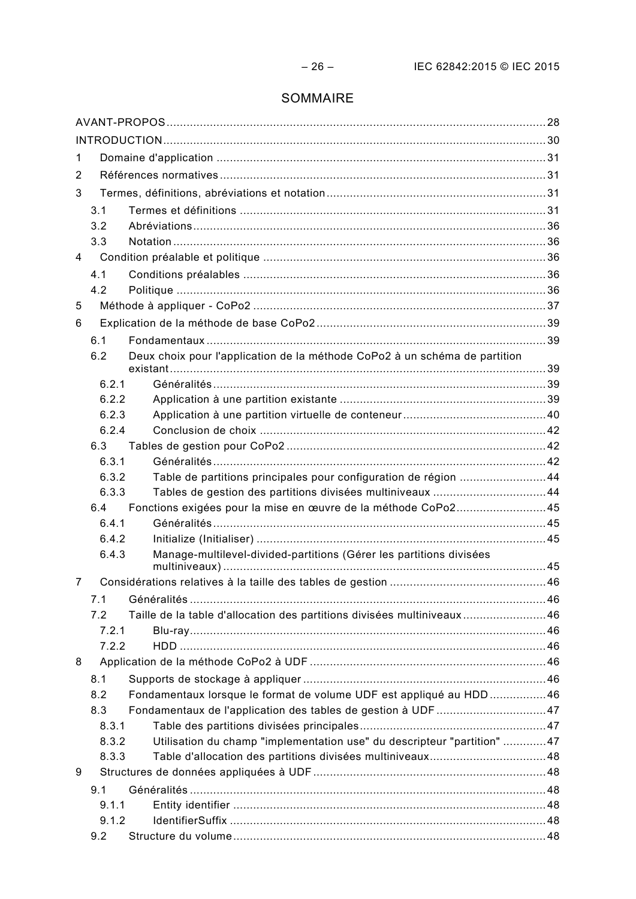# SOMMAIRE

AVANT-PROPOS ........ 28

INTRODUCTION ........ 30

1 Domaine d'application ........ 31

2 Références normatives ........ 31

3 Termes, définitions, abréviations et notation ........ 31

- 3.1 Termes et définitions ........ 31
- 3.2 Abréviations ........ 36
- 3.3 Notation ........ 36

4 Condition préalable et politique ........ 36

- 4.1 Conditions préalables ........ 36
- 4.2 Politique ........ 36

5 Méthode à appliquer - CoPo2 ........ 37

6 Explication de la méthode de base CoPo2 ........ 39

- 6.1 Fondamentaux ........ 39
- 6.2 Deux choix pour l'application de la méthode CoPo2 à un schéma de partition existant ........ 39
  - 6.2.1 Généralités ........ 39
  - 6.2.2 Application à une partition existante ........ 39
  - 6.2.3 Application à une partition virtuelle de conteneur ........ 40
  - 6.2.4 Conclusion de choix ........ 42
- 6.3 Tables de gestion pour CoPo2 ........ 42
  - 6.3.1 Généralités ........ 42
  - 6.3.2 Table de partitions principales pour configuration de région ........ 44
  - 6.3.3 Tables de gestion des partitions divisées multiniveaux ........ 44
- 6.4 Fonctions exigées pour la mise en œuvre de la méthode CoPo2 ........ 45
  - 6.4.1 Généralités ........ 45
  - 6.4.2 Initialize (Initialiser) ........ 45
  - 6.4.3 Manage-multilevel-divided-partitions (Gérer les partitions divisées multiniveaux) ........ 45

7 Considérations relatives à la taille des tables de gestion ........ 46

- 7.1 Généralités ........ 46
- 7.2 Taille de la table d'allocation des partitions divisées multiniveaux ........ 46
  - 7.2.1 Blu-ray ........ 46
  - 7.2.2 HDD ........ 46

8 Application de la méthode CoPo2 à UDF ........ 46

- 8.1 Supports de stockage à appliquer ........ 46
- 8.2 Fondamentaux lorsque le format de volume UDF est appliqué au HDD ........ 46
- 8.3 Fondamentaux de l'application des tables de gestion à UDF ........ 47
  - 8.3.1 Table des partitions divisées principales ........ 47
  - 8.3.2 Utilisation du champ "implementation use" du descripteur "partition" ........ 47
  - 8.3.3 Table d'allocation des partitions divisées multiniveaux ........ 48

9 Structures de données appliquées à UDF ........ 48

- 9.1 Généralités ........ 48
  - 9.1.1 Entity identifier ........ 48
  - 9.1.2 IdentifierSuffix ........ 48
- 9.2 Structure du volume ........ 48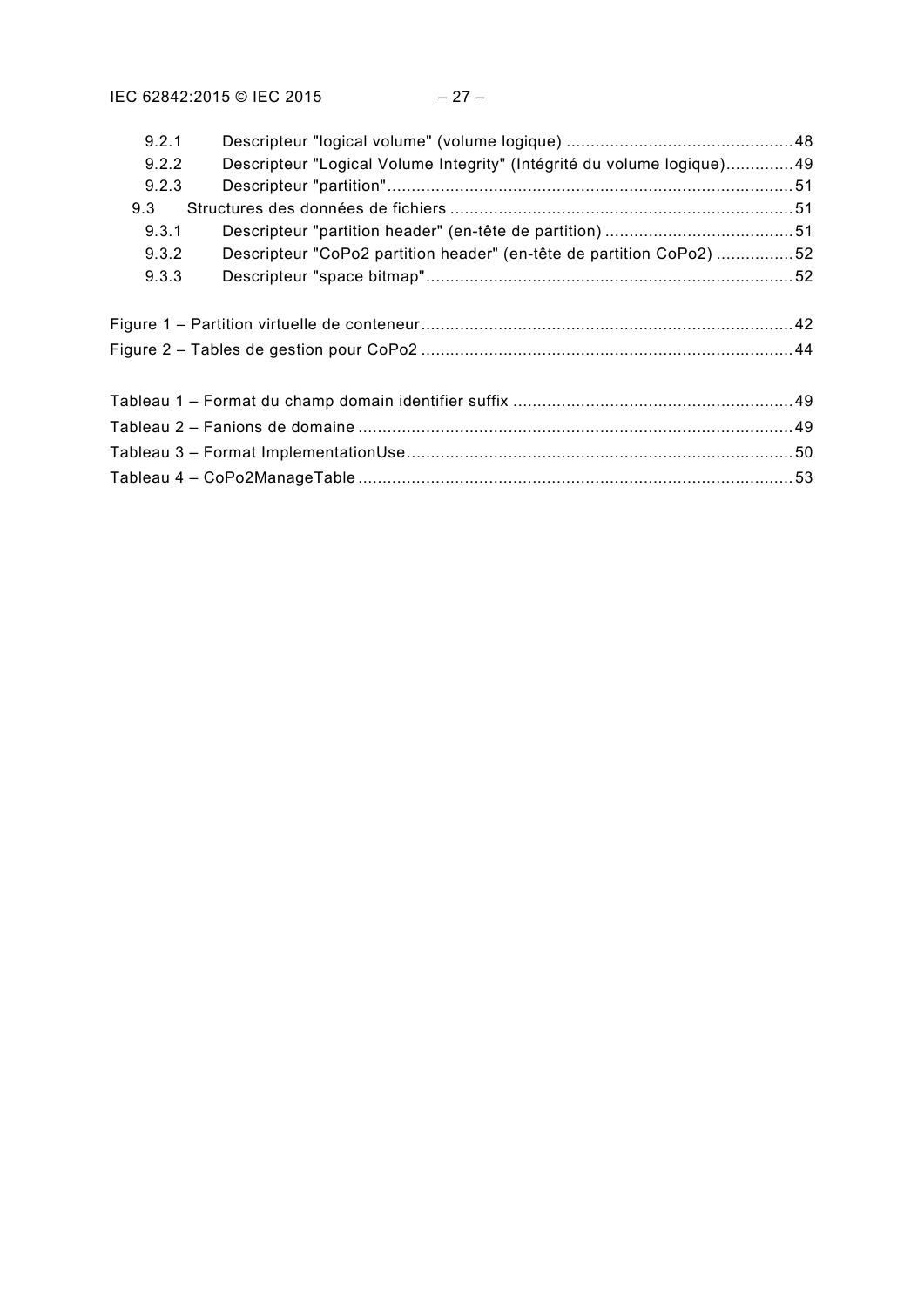9.2.1 Descripteur "logical volume" (volume logique) ....................................................48
9.2.2 Descripteur "Logical Volume Integrity" (Intégrité du volume logique)..............49
9.2.3 Descripteur "partition"....................................................................................51
9.3 Structures des données de fichiers .......................................................................51
9.3.1 Descripteur "partition header" (en-tête de partition) ........................................51
9.3.2 Descripteur "CoPo2 partition header" (en-tête de partition CoPo2) ................52
9.3.3 Descripteur "space bitmap"............................................................................52

Figure 1 – Partition virtuelle de conteneur.............................................................................42
Figure 2 – Tables de gestion pour CoPo2 .............................................................................44

Tableau 1 – Format du champ domain identifier suffix ..........................................................49
Tableau 2 – Fanions de domaine ..........................................................................................49
Tableau 3 – Format ImplementationUse................................................................................50
Tableau 4 – CoPo2ManageTable ..........................................................................................53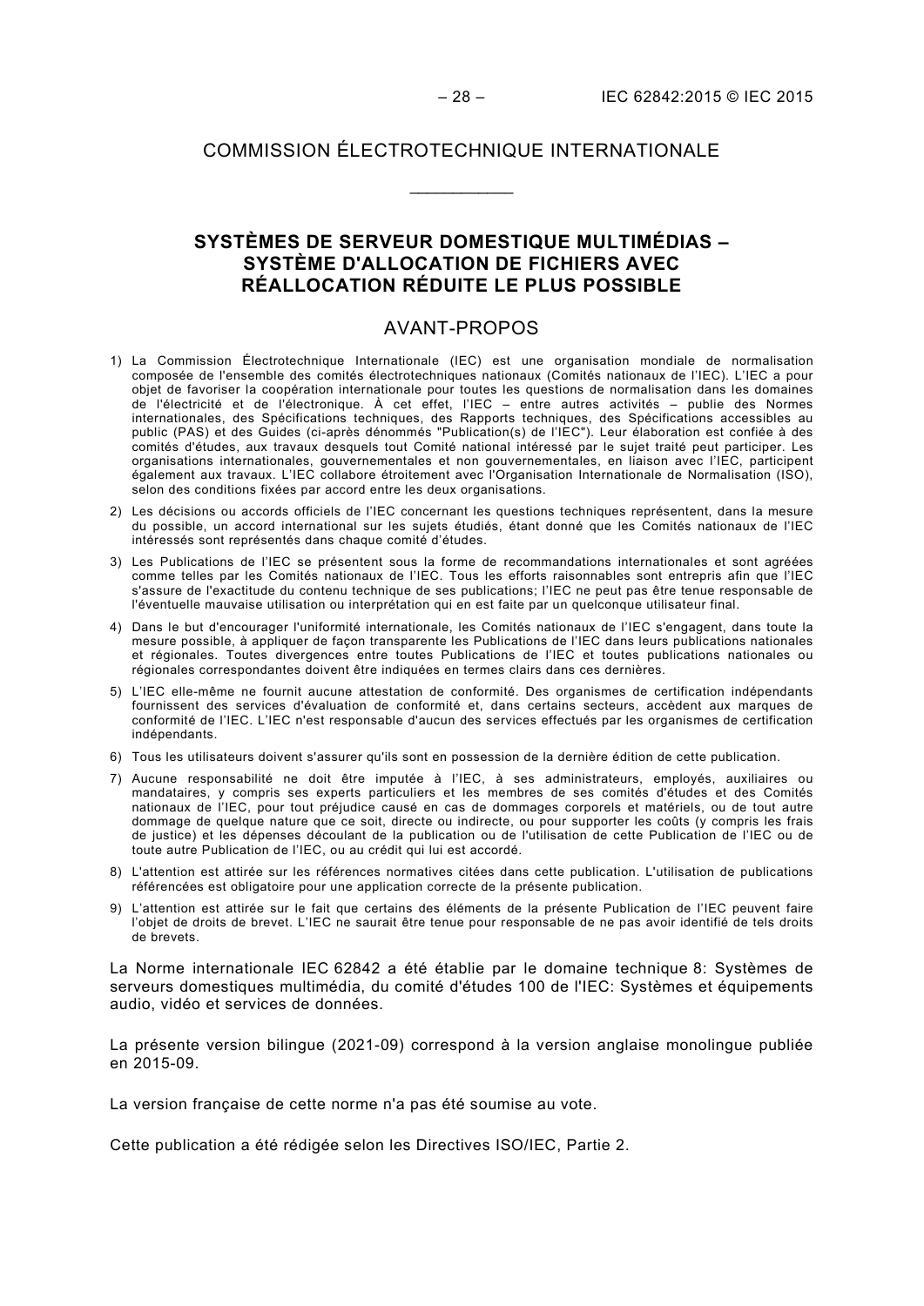# COMMISSION ÉLECTROTECHNIQUE INTERNATIONALE

___________

## SYSTÈMES DE SERVEUR DOMESTIQUE MULTIMÉDIAS – SYSTÈME D'ALLOCATION DE FICHIERS AVEC RÉALLOCATION RÉDUITE LE PLUS POSSIBLE

## AVANT-PROPOS

1) La Commission Électrotechnique Internationale (IEC) est une organisation mondiale de normalisation composée de l'ensemble des comités électrotechniques nationaux (Comités nationaux de l'IEC). L'IEC a pour objet de favoriser la coopération internationale pour toutes les questions de normalisation dans les domaines de l'électricité et de l'électronique. À cet effet, l'IEC – entre autres activités – publie des Normes internationales, des Spécifications techniques, des Rapports techniques, des Spécifications accessibles au public (PAS) et des Guides (ci-après dénommés "Publication(s) de l'IEC"). Leur élaboration est confiée à des comités d'études, aux travaux desquels tout Comité national intéressé par le sujet traité peut participer. Les organisations internationales, gouvernementales et non gouvernementales, en liaison avec l'IEC, participent également aux travaux. L'IEC collabore étroitement avec l'Organisation Internationale de Normalisation (ISO), selon des conditions fixées par accord entre les deux organisations.
2) Les décisions ou accords officiels de l'IEC concernant les questions techniques représentent, dans la mesure du possible, un accord international sur les sujets étudiés, étant donné que les Comités nationaux de l'IEC intéressés sont représentés dans chaque comité d'études.
3) Les Publications de l'IEC se présentent sous la forme de recommandations internationales et sont agréées comme telles par les Comités nationaux de l'IEC. Tous les efforts raisonnables sont entrepris afin que l'IEC s'assure de l'exactitude du contenu technique de ses publications; l'IEC ne peut pas être tenue responsable de l'éventuelle mauvaise utilisation ou interprétation qui en est faite par un quelconque utilisateur final.
4) Dans le but d'encourager l'uniformité internationale, les Comités nationaux de l'IEC s'engagent, dans toute la mesure possible, à appliquer de façon transparente les Publications de l'IEC dans leurs publications nationales et régionales. Toutes divergences entre toutes Publications de l'IEC et toutes publications nationales ou régionales correspondantes doivent être indiquées en termes clairs dans ces dernières.
5) L'IEC elle-même ne fournit aucune attestation de conformité. Des organismes de certification indépendants fournissent des services d'évaluation de conformité et, dans certains secteurs, accèdent aux marques de conformité de l'IEC. L'IEC n'est responsable d'aucun des services effectués par les organismes de certification indépendants.
6) Tous les utilisateurs doivent s'assurer qu'ils sont en possession de la dernière édition de cette publication.
7) Aucune responsabilité ne doit être imputée à l'IEC, à ses administrateurs, employés, auxiliaires ou mandataires, y compris ses experts particuliers et les membres de ses comités d'études et des Comités nationaux de l'IEC, pour tout préjudice causé en cas de dommages corporels et matériels, ou de tout autre dommage de quelque nature que ce soit, directe ou indirecte, ou pour supporter les coûts (y compris les frais de justice) et les dépenses découlant de la publication ou de l'utilisation de cette Publication de l'IEC ou de toute autre Publication de l'IEC, ou au crédit qui lui est accordé.
8) L'attention est attirée sur les références normatives citées dans cette publication. L'utilisation de publications référencées est obligatoire pour une application correcte de la présente publication.
9) L'attention est attirée sur le fait que certains des éléments de la présente Publication de l'IEC peuvent faire l'objet de droits de brevet. L'IEC ne saurait être tenue pour responsable de ne pas avoir identifié de tels droits de brevets.

La Norme internationale IEC 62842 a été établie par le domaine technique 8: Systèmes de serveurs domestiques multimédia, du comité d'études 100 de l'IEC: Systèmes et équipements audio, vidéo et services de données.

La présente version bilingue (2021-09) correspond à la version anglaise monolingue publiée en 2015-09.

La version française de cette norme n'a pas été soumise au vote.

Cette publication a été rédigée selon les Directives ISO/IEC, Partie 2.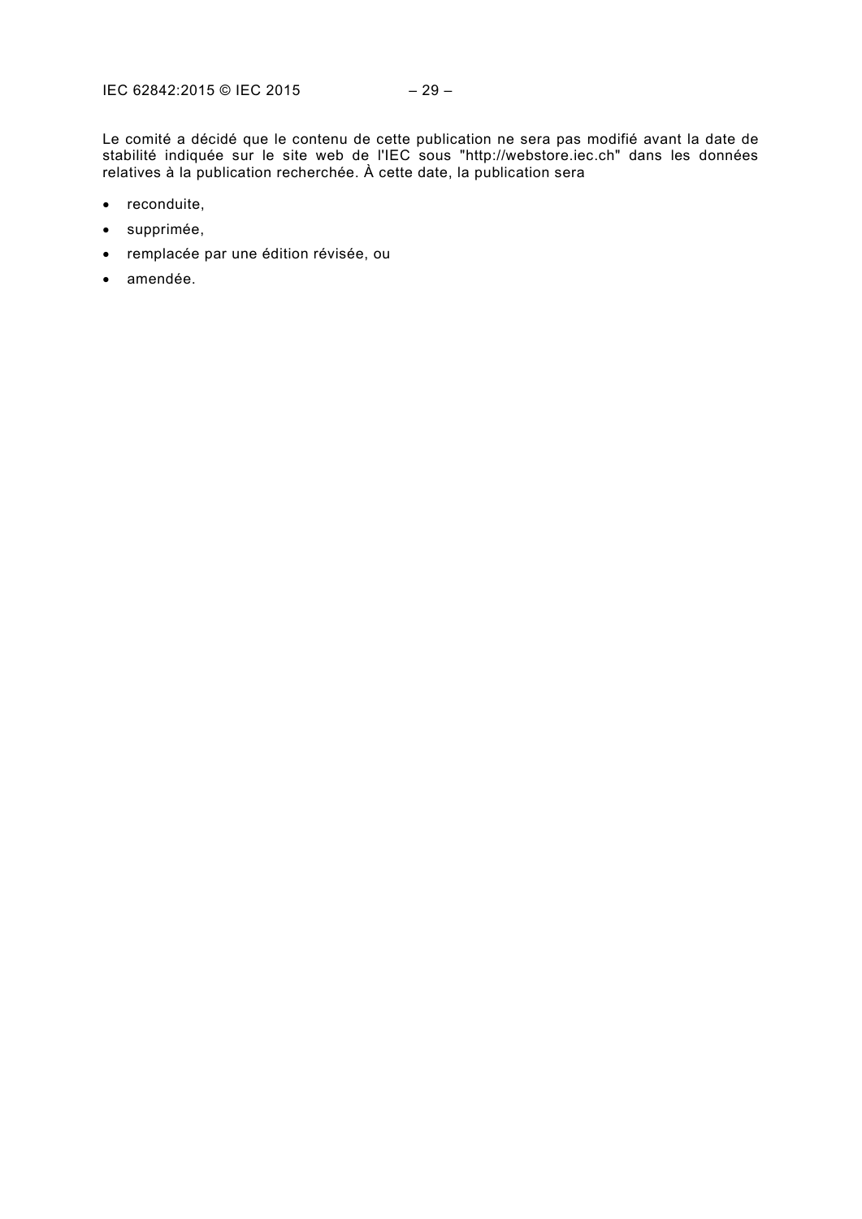Le comité a décidé que le contenu de cette publication ne sera pas modifié avant la date de stabilité indiquée sur le site web de l'IEC sous "http://webstore.iec.ch" dans les données relatives à la publication recherchée. À cette date, la publication sera

- reconduite,
- supprimée,
- remplacée par une édition révisée, ou
- amendée.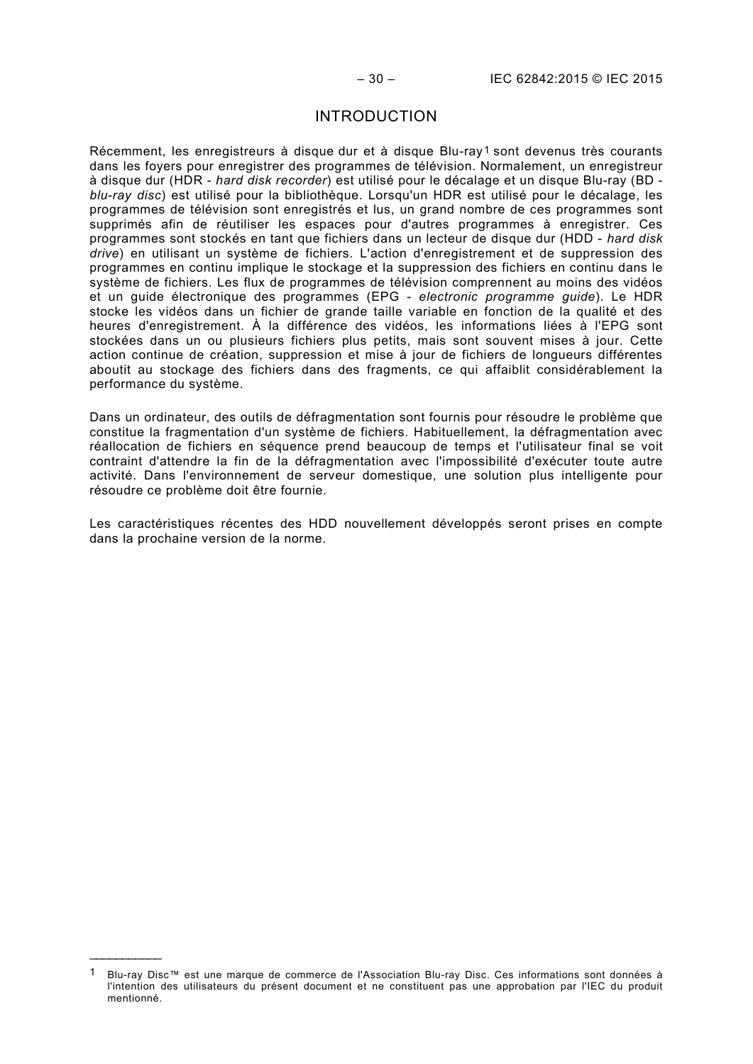# INTRODUCTION

Récemment, les enregistreurs à disque dur et à disque Blu-ray[1] sont devenus très courants dans les foyers pour enregistrer des programmes de télévision. Normalement, un enregistreur à disque dur (HDR - *hard disk recorder*) est utilisé pour le décalage et un disque Blu-ray (BD - *blu-ray disc*) est utilisé pour la bibliothèque. Lorsqu'un HDR est utilisé pour le décalage, les programmes de télévision sont enregistrés et lus, un grand nombre de ces programmes sont supprimés afin de réutiliser les espaces pour d'autres programmes à enregistrer. Ces programmes sont stockés en tant que fichiers dans un lecteur de disque dur (HDD - *hard disk drive*) en utilisant un système de fichiers. L'action d'enregistrement et de suppression des programmes en continu implique le stockage et la suppression des fichiers en continu dans le système de fichiers. Les flux de programmes de télévision comprennent au moins des vidéos et un guide électronique des programmes (EPG - *electronic programme guide*). Le HDR stocke les vidéos dans un fichier de grande taille variable en fonction de la qualité et des heures d'enregistrement. À la différence des vidéos, les informations liées à l'EPG sont stockées dans un ou plusieurs fichiers plus petits, mais sont souvent mises à jour. Cette action continue de création, suppression et mise à jour de fichiers de longueurs différentes aboutit au stockage des fichiers dans des fragments, ce qui affaiblit considérablement la performance du système.

Dans un ordinateur, des outils de défragmentation sont fournis pour résoudre le problème que constitue la fragmentation d'un système de fichiers. Habituellement, la défragmentation avec réallocation de fichiers en séquence prend beaucoup de temps et l'utilisateur final se voit contraint d'attendre la fin de la défragmentation avec l'impossibilité d'exécuter toute autre activité. Dans l'environnement de serveur domestique, une solution plus intelligente pour résoudre ce problème doit être fournie.

Les caractéristiques récentes des HDD nouvellement développés seront prises en compte dans la prochaine version de la norme.

---

[1] Blu-ray Disc™ est une marque de commerce de l'Association Blu-ray Disc. Ces informations sont données à l'intention des utilisateurs du présent document et ne constituent pas une approbation par l'IEC du produit mentionné.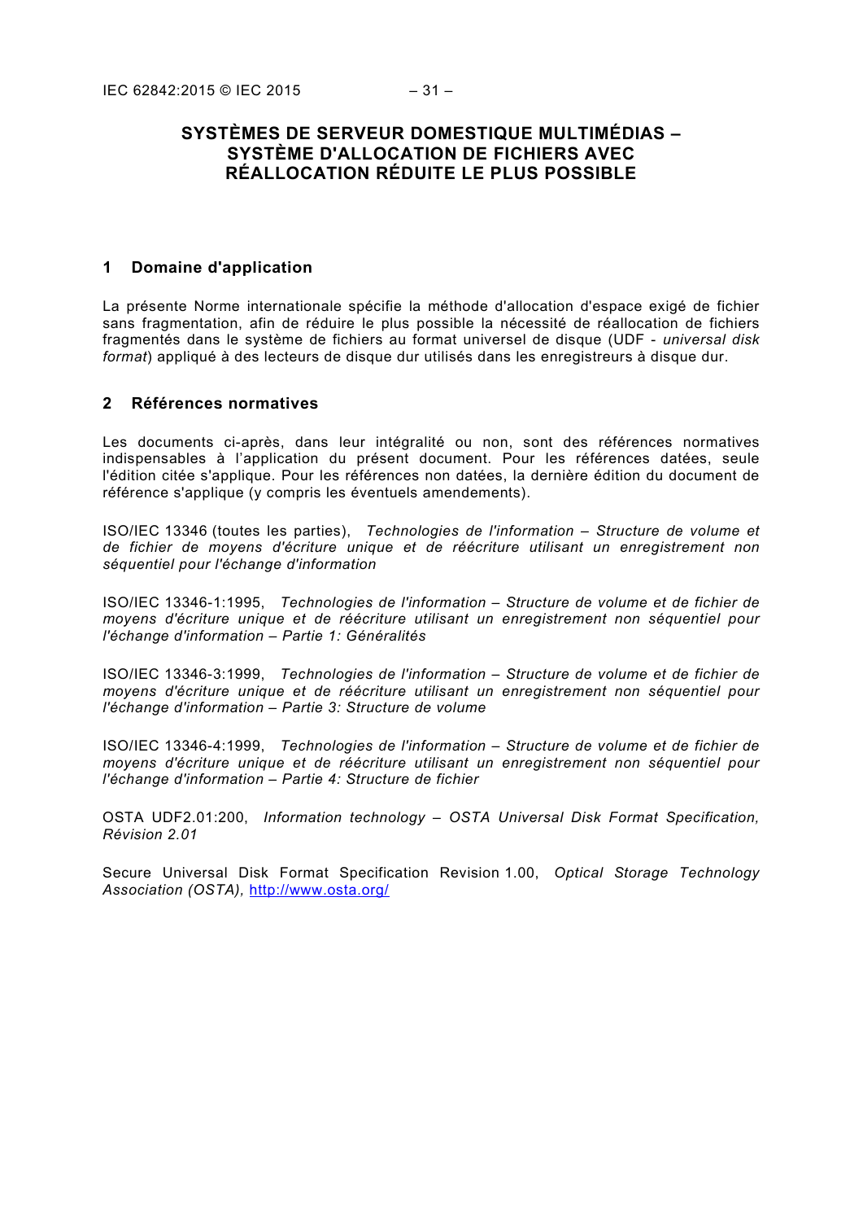# SYSTÈMES DE SERVEUR DOMESTIQUE MULTIMÉDIAS – SYSTÈME D'ALLOCATION DE FICHIERS AVEC RÉALLOCATION RÉDUITE LE PLUS POSSIBLE

## 1 Domaine d'application

La présente Norme internationale spécifie la méthode d'allocation d'espace exigé de fichier sans fragmentation, afin de réduire le plus possible la nécessité de réallocation de fichiers fragmentés dans le système de fichiers au format universel de disque (UDF - *universal disk format*) appliqué à des lecteurs de disque dur utilisés dans les enregistreurs à disque dur.

## 2 Références normatives

Les documents ci-après, dans leur intégralité ou non, sont des références normatives indispensables à l'application du présent document. Pour les références datées, seule l'édition citée s'applique. Pour les références non datées, la dernière édition du document de référence s'applique (y compris les éventuels amendements).

ISO/IEC 13346 (toutes les parties), *Technologies de l'information – Structure de volume et de fichier de moyens d'écriture unique et de réécriture utilisant un enregistrement non séquentiel pour l'échange d'information*

ISO/IEC 13346-1:1995, *Technologies de l'information – Structure de volume et de fichier de moyens d'écriture unique et de réécriture utilisant un enregistrement non séquentiel pour l'échange d'information – Partie 1: Généralités*

ISO/IEC 13346-3:1999, *Technologies de l'information – Structure de volume et de fichier de moyens d'écriture unique et de réécriture utilisant un enregistrement non séquentiel pour l'échange d'information – Partie 3: Structure de volume*

ISO/IEC 13346-4:1999, *Technologies de l'information – Structure de volume et de fichier de moyens d'écriture unique et de réécriture utilisant un enregistrement non séquentiel pour l'échange d'information – Partie 4: Structure de fichier*

OSTA UDF2.01:200, *Information technology – OSTA Universal Disk Format Specification, Révision 2.01*

Secure Universal Disk Format Specification Revision 1.00, *Optical Storage Technology Association (OSTA),* http://www.osta.org/